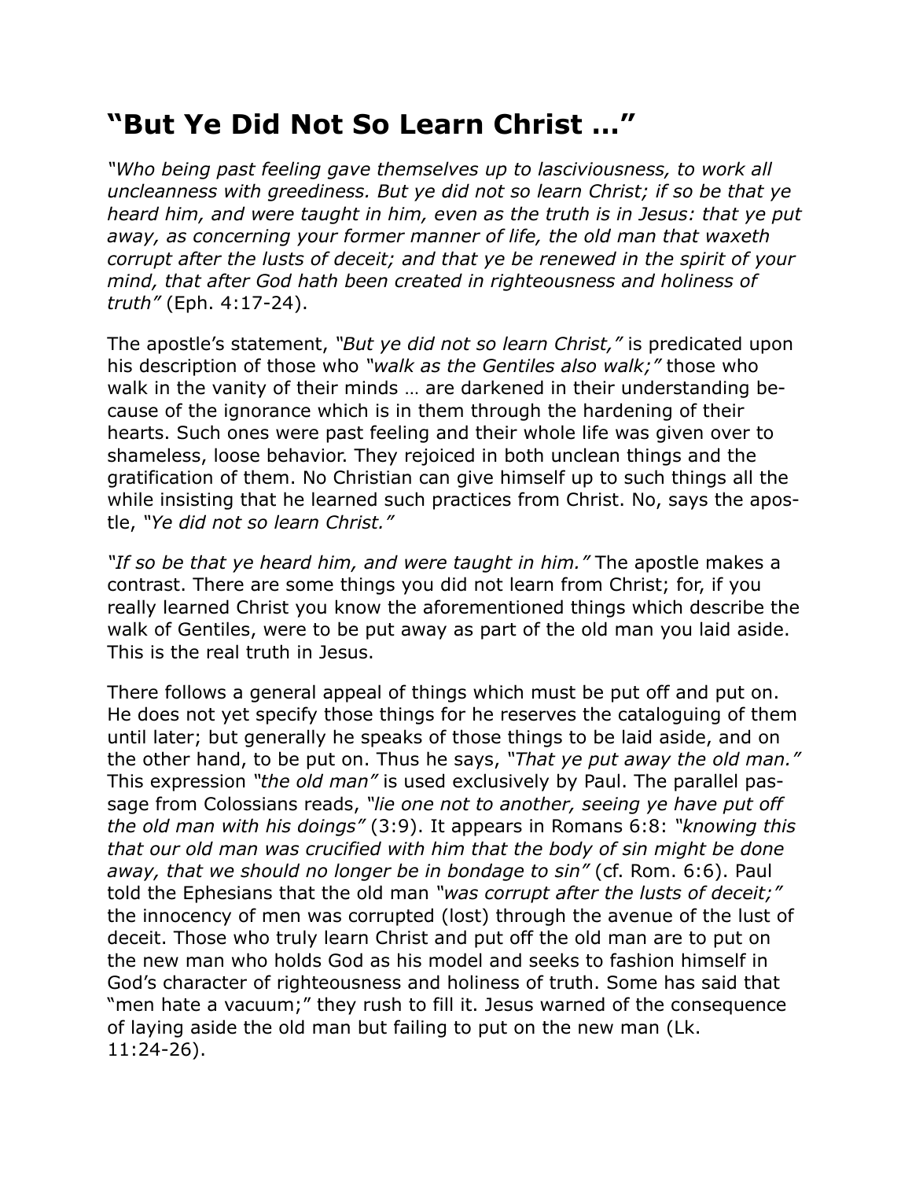# "But Ye Did Not So Learn Christ …"

*"Who being past feeling gave themselves up to lasciviousness, to work all uncleanness with greediness. But ye did not so learn Christ; if so be that ye heard him, and were taught in him, even as the truth is in Jesus: that ye put away, as concerning your former manner of life, the old man that waxeth corrupt after the lusts of deceit; and that ye be renewed in the spirit of your mind, that after God hath been created in righteousness and holiness of truth"* (Eph. 4:17-24).

The apostle's statement, *"But ye did not so learn Christ,"* is predicated upon his description of those who *"walk as the Gentiles also walk;"* those who walk in the vanity of their minds … are darkened in their understanding because of the ignorance which is in them through the hardening of their hearts. Such ones were past feeling and their whole life was given over to shameless, loose behavior. They rejoiced in both unclean things and the gratification of them. No Christian can give himself up to such things all the while insisting that he learned such practices from Christ. No, says the apostle, *"Ye did not so learn Christ."*

*"If so be that ye heard him, and were taught in him."* The apostle makes a contrast. There are some things you did not learn from Christ; for, if you really learned Christ you know the aforementioned things which describe the walk of Gentiles, were to be put away as part of the old man you laid aside. This is the real truth in Jesus.

There follows a general appeal of things which must be put off and put on. He does not yet specify those things for he reserves the cataloguing of them until later; but generally he speaks of those things to be laid aside, and on the other hand, to be put on. Thus he says, *"That ye put away the old man."* This expression *"the old man"* is used exclusively by Paul. The parallel passage from Colossians reads, *"lie one not to another, seeing ye have put off the old man with his doings"* (3:9). It appears in Romans 6:8: *"knowing this that our old man was crucified with him that the body of sin might be done away, that we should no longer be in bondage to sin"* (cf. Rom. 6:6). Paul told the Ephesians that the old man *"was corrupt after the lusts of deceit;"* the innocency of men was corrupted (lost) through the avenue of the lust of deceit. Those who truly learn Christ and put off the old man are to put on the new man who holds God as his model and seeks to fashion himself in God's character of righteousness and holiness of truth. Some has said that "men hate a vacuum;" they rush to fill it. Jesus warned of the consequence of laying aside the old man but failing to put on the new man (Lk. 11:24-26).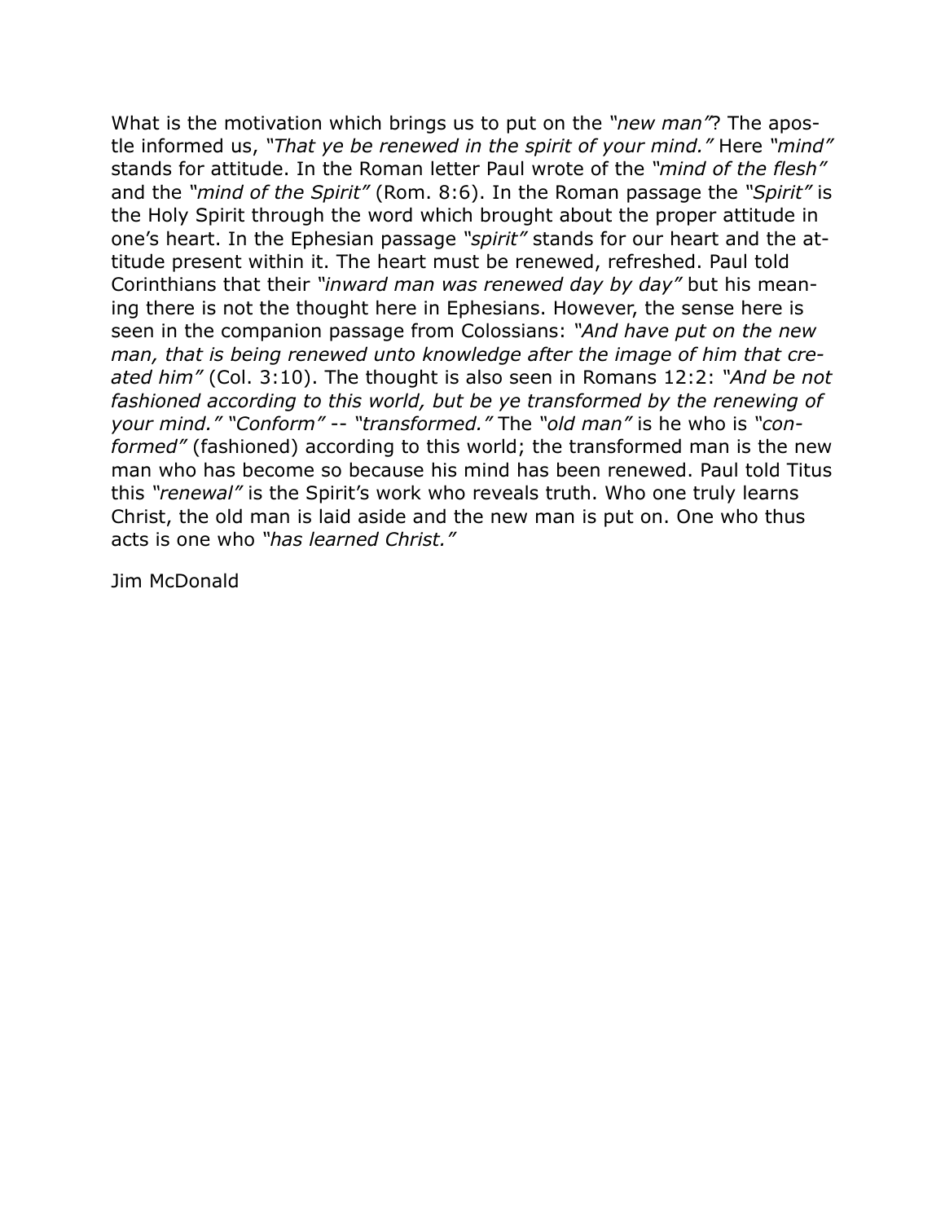What is the motivation which brings us to put on the *"new man"*? The apostle informed us, *"That ye be renewed in the spirit of your mind."* Here *"mind"* stands for attitude. In the Roman letter Paul wrote of the *"mind of the flesh"* and the *"mind of the Spirit"* (Rom. 8:6). In the Roman passage the *"Spirit"* is the Holy Spirit through the word which brought about the proper attitude in one's heart. In the Ephesian passage *"spirit"* stands for our heart and the attitude present within it. The heart must be renewed, refreshed. Paul told Corinthians that their *"inward man was renewed day by day"* but his meaning there is not the thought here in Ephesians. However, the sense here is seen in the companion passage from Colossians: *"And have put on the new man, that is being renewed unto knowledge after the image of him that created him"* (Col. 3:10). The thought is also seen in Romans 12:2: *"And be not fashioned according to this world, but be ye transformed by the renewing of your mind." "Conform"* -- *"transformed."* The *"old man"* is he who is *"conformed"* (fashioned) according to this world; the transformed man is the new man who has become so because his mind has been renewed. Paul told Titus this *"renewal"* is the Spirit's work who reveals truth. Who one truly learns Christ, the old man is laid aside and the new man is put on. One who thus acts is one who *"has learned Christ."*

Jim McDonald